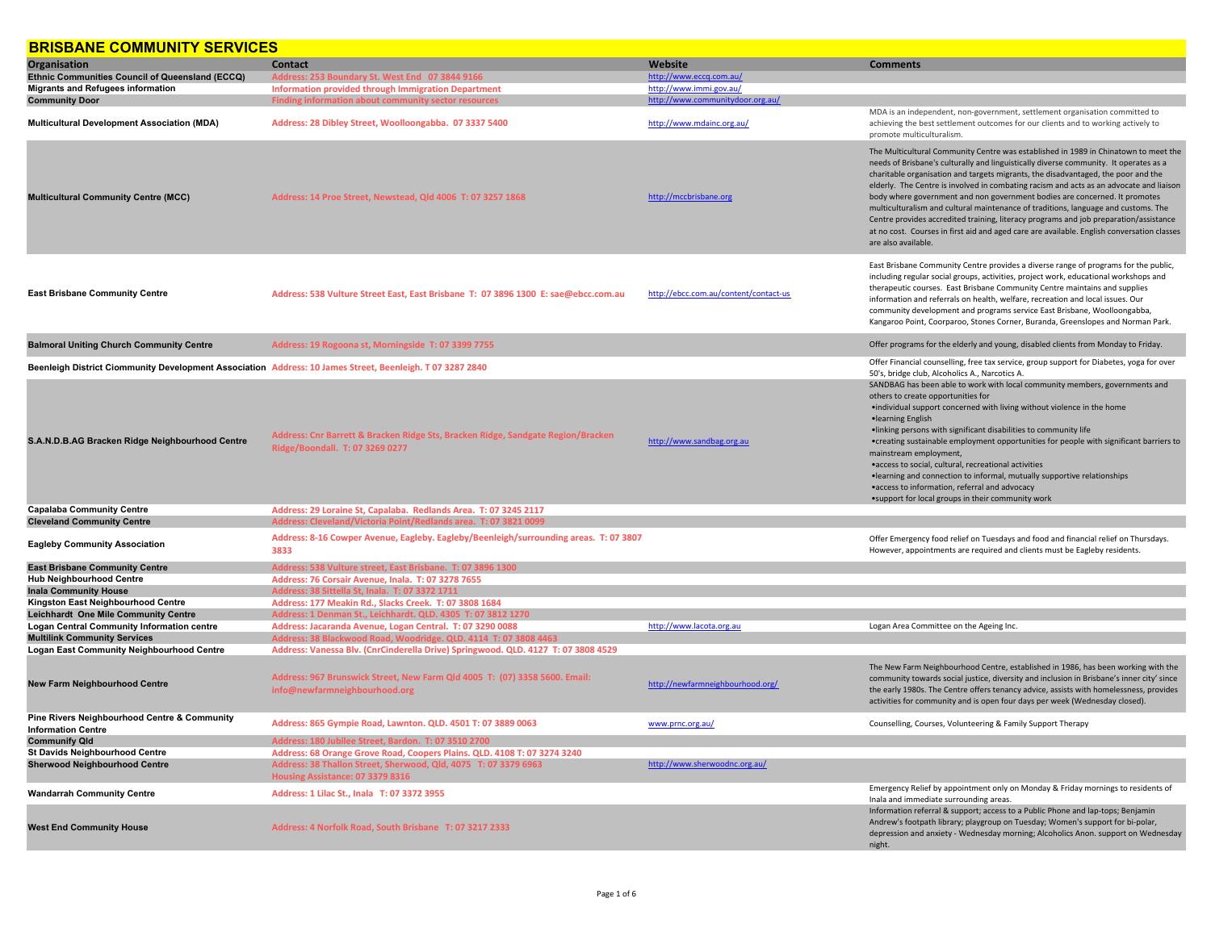# BRISBANE COMMUNITY SERVICES

| Organisation | Contact | Website | Comments |
|---|---|---|---|
| Ethnic Communities Council of Queensland (ECCQ) | Address: 253 Boundary St. West End 07 3844 9166 | http://www.eccq.com.au/ | |
| Migrants and Refugees information | Information provided through Immigration Department | http://www.immi.gov.au/ | |
| Community Door | Finding information about community sector resources | http://www.communitydoor.org.au/ | |
| Multicultural Development Association (MDA) | Address: 28 Dibley Street, Woolloongabba. 07 3337 5400 | http://www.mdainc.org.au/ | MDA is an independent, non-government, settlement organisation committed to achieving the best settlement outcomes for our clients and to working actively to promote multiculturalism. |
| Multicultural Community Centre (MCC) | Address: 14 Proe Street, Newstead, Qld 4006 T: 07 3257 1868 | http://mccbrisbane.org | The Multicultural Community Centre was established in 1989 in Chinatown to meet the needs of Brisbane's culturally and linguistically diverse community. It operates as a charitable organisation and targets migrants, the disadvantaged, the poor and the elderly. The Centre is involved in combating racism and acts as an advocate and liaison body where government and non government bodies are concerned. It promotes multiculturalism and cultural maintenance of traditions, language and customs. The Centre provides accredited training, literacy programs and job preparation/assistance at no cost. Courses in first aid and aged care are available. English conversation classes are also available. |
| East Brisbane Community Centre | Address: 538 Vulture Street East, East Brisbane T: 07 3896 1300 E: sae@ebcc.com.au | http://ebcc.com.au/content/contact-us | East Brisbane Community Centre provides a diverse range of programs for the public, including regular social groups, activities, project work, educational workshops and therapeutic courses. East Brisbane Community Centre maintains and supplies information and referrals on health, welfare, recreation and local issues. Our community development and programs service East Brisbane, Woolloongabba, Kangaroo Point, Coorparoo, Stones Corner, Buranda, Greenslopes and Norman Park. |
| Balmoral Uniting Church Community Centre | Address: 19 Rogoona st, Morningside T: 07 3399 7755 | | Offer programs for the elderly and young, disabled clients from Monday to Friday. |
| Beenleigh District Ciommunity Development Association | Address: 10 James Street, Beenleigh. T 07 3287 2840 | | Offer Financial counselling, free tax service, group support for Diabetes, yoga for over 50's, bridge club, Alcoholics A., Narcotics A. |
| S.A.N.D.B.AG Bracken Ridge Neighbourhood Centre | Address: Cnr Barrett & Bracken Ridge Sts, Bracken Ridge, Sandgate Region/Bracken Ridge/Boondall. T: 07 3269 0277 | http://www.sandbag.org.au | SANDBAG has been able to work with local community members, governments and others to create opportunities for<br>•individual support concerned with living without violence in the home<br>•learning English<br>•linking persons with significant disabilities to community life<br>•creating sustainable employment opportunities for people with significant barriers to mainstream employment,<br>•access to social, cultural, recreational activities<br>•learning and connection to informal, mutually supportive relationships<br>•access to information, referral and advocacy<br>•support for local groups in their community work |
| Capalaba Community Centre | Address: 29 Loraine St, Capalaba. Redlands Area. T: 07 3245 2117 | | |
| Cleveland Community Centre | Address: Cleveland/Victoria Point/Redlands area. T: 07 3821 0099 | | |
| Eagleby Community Association | Address: 8-16 Cowper Avenue, Eagleby. Eagleby/Beenleigh/surrounding areas. T: 07 3807 3833 | | Offer Emergency food relief on Tuesdays and food and financial relief on Thursdays. However, appointments are required and clients must be Eagleby residents. |
| East Brisbane Community Centre | Address: 538 Vulture street, East Brisbane. T: 07 3896 1300 | | |
| Hub Neighbourhood Centre | Address: 76 Corsair Avenue, Inala. T: 07 3278 7655 | | |
| Inala Community House | Address: 38 Sittella St, Inala. T: 07 3372 1711 | | |
| Kingston East Neighbourhood Centre | Address: 177 Meakin Rd., Slacks Creek. T: 07 3808 1684 | | |
| Leichhardt One Mile Community Centre | Address: 1 Denman St., Leichhardt. QLD. 4305 T: 07 3812 1270 | | |
| Logan Central Community Information centre | Address: Jacaranda Avenue, Logan Central. T: 07 3290 0088 | http://www.lacota.org.au | Logan Area Committee on the Ageing Inc. |
| Multilink Community Services | Address: 38 Blackwood Road, Woodridge. QLD. 4114 T: 07 3808 4463 | | |
| Logan East Community Neighbourhood Centre | Address: Vanessa Blv. (CnrCinderella Drive) Springwood. QLD. 4127 T: 07 3808 4529 | | |
| New Farm Neighbourhood Centre | Address: 967 Brunswick Street, New Farm Qld 4005 T: (07) 3358 5600. Email: info@newfarmneighbourhood.org | http://newfarmneighbourhood.org/ | The New Farm Neighbourhood Centre, established in 1986, has been working with the community towards social justice, diversity and inclusion in Brisbane's inner city' since the early 1980s. The Centre offers tenancy advice, assists with homelessness, provides activities for community and is open four days per week (Wednesday closed). |
| Pine Rivers Neighbourhood Centre & Community Information Centre | Address: 865 Gympie Road, Lawnton. QLD. 4501 T: 07 3889 0063 | www.prnc.org.au/ | Counselling, Courses, Volunteering & Family Support Therapy |
| Communify Qld | Address: 180 Jubilee Street, Bardon. T: 07 3510 2700 | | |
| St Davids Neighbourhood Centre | Address: 68 Orange Grove Road, Coopers Plains. QLD. 4108 T: 07 3274 3240 | | |
| Sherwood Neighbourhood Centre | Address: 38 Thallon Street, Sherwood, Qld, 4075 T: 07 3379 6963<br>Housing Assistance: 07 3379 8316 | http://www.sherwoodnc.org.au/ | |
| Wandarrah Community Centre | Address: 1 Lilac St., Inala T: 07 3372 3955 | | Emergency Relief by appointment only on Monday & Friday mornings to residents of Inala and immediate surrounding areas. |
| West End Community House | Address: 4 Norfolk Road, South Brisbane T: 07 3217 2333 | | Information referral & support; access to a Public Phone and lap-tops; Benjamin Andrew's footpath library; playgroup on Tuesday; Women's support for bi-polar, depression and anxiety - Wednesday morning; Alcoholics Anon. support on Wednesday night. |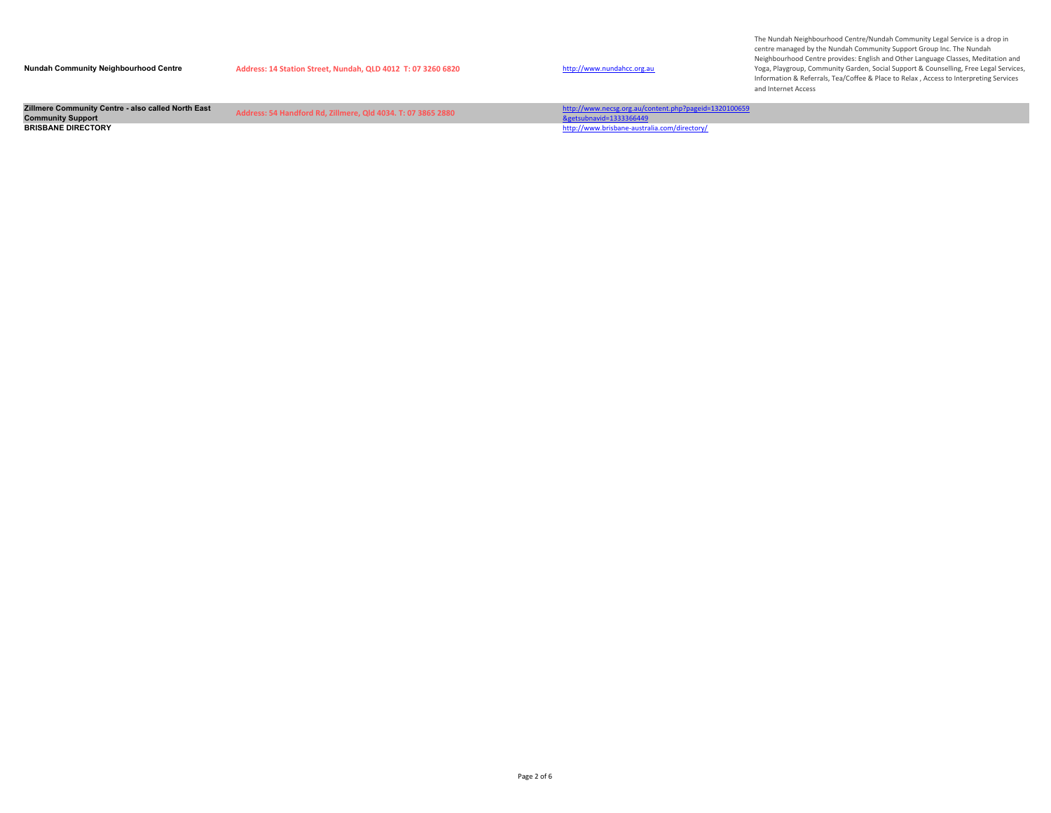| | | | |
|---|---|---|---|
| **Nundah Community Neighbourhood Centre** | Address: 14 Station Street, Nundah, QLD 4012 T: 07 3260 6820 | http://www.nundahcc.org.au | The Nundah Neighbourhood Centre/Nundah Community Legal Service is a drop in centre managed by the Nundah Community Support Group Inc. The Nundah Neighbourhood Centre provides: English and Other Language Classes, Meditation and Yoga, Playgroup, Community Garden, Social Support & Counselling, Free Legal Services, Information & Referrals, Tea/Coffee & Place to Relax , Access to Interpreting Services and Internet Access |
| **Zillmere Community Centre - also called North East Community Support** | Address: 54 Handford Rd, Zillmere, Qld 4034. T: 07 3865 2880 | http://www.necsg.org.au/content.php?pageid=1320100659&getsubnavid=1333366449 | |
| **BRISBANE DIRECTORY** | | http://www.brisbane-australia.com/directory/ | |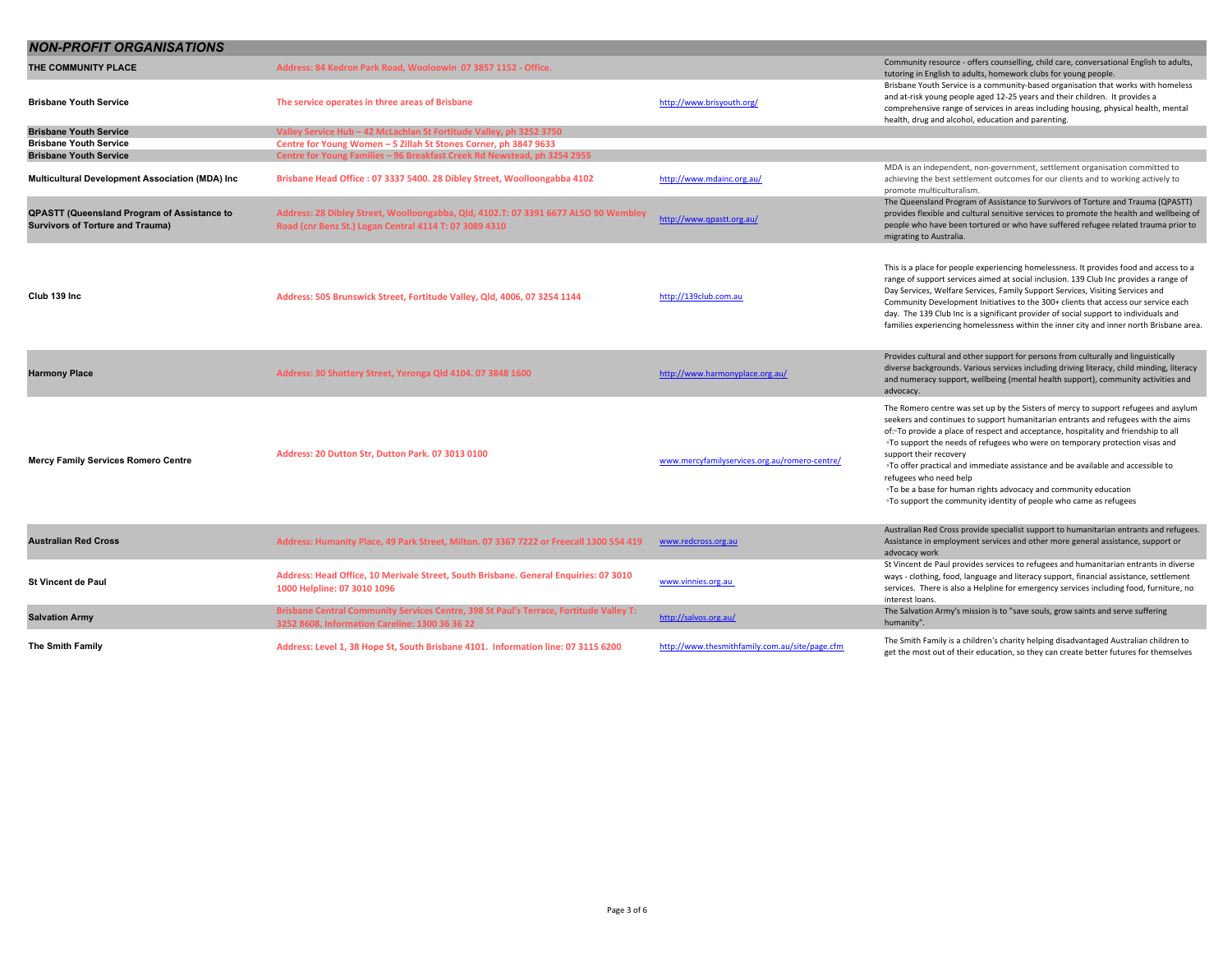## *NON-PROFIT ORGANISATIONS*

| Organisation | Address | Website | Description |
|---|---|---|---|
| **THE COMMUNITY PLACE** | Address: 84 Kedron Park Road, Wooloowin 07 3857 1152 - Office. | | Community resource - offers counselling, child care, conversational English to adults, tutoring in English to adults, homework clubs for young people. |
| **Brisbane Youth Service** | The service operates in three areas of Brisbane | http://www.brisyouth.org/ | Brisbane Youth Service is a community-based organisation that works with homeless and at-risk young people aged 12-25 years and their children. It provides a comprehensive range of services in areas including housing, physical health, mental health, drug and alcohol, education and parenting. |
| **Brisbane Youth Service** | Valley Service Hub – 42 McLachlan St Fortitude Valley, ph 3252 3750 | | |
| **Brisbane Youth Service** | Centre for Young Women – 5 Zillah St Stones Corner, ph 3847 9633 | | |
| **Brisbane Youth Service** | Centre for Young Families – 96 Breakfast Creek Rd Newstead, ph 3254 2955 | | |
| **Multicultural Development Association (MDA) Inc** | Brisbane Head Office : 07 3337 5400. 28 Dibley Street, Woolloongabba 4102 | http://www.mdainc.org.au/ | MDA is an independent, non-government, settlement organisation committed to achieving the best settlement outcomes for our clients and to working actively to promote multiculturalism. |
| **QPASTT (Queensland Program of Assistance to Survivors of Torture and Trauma)** | Address: 28 Dibley Street, Woolloongabba, Qld, 4102.T: 07 3391 6677 ALSO 90 Wembley Road (cnr Benz St.) Logan Central 4114 T: 07 3089 4310 | http://www.qpastt.org.au/ | The Queensland Program of Assistance to Survivors of Torture and Trauma (QPASTT) provides flexible and cultural sensitive services to promote the health and wellbeing of people who have been tortured or who have suffered refugee related trauma prior to migrating to Australia. |
| **Club 139 Inc** | Address: 505 Brunswick Street, Fortitude Valley, Qld, 4006, 07 3254 1144 | http://139club.com.au | This is a place for people experiencing homelessness. It provides food and access to a range of support services aimed at social inclusion. 139 Club Inc provides a range of Day Services, Welfare Services, Family Support Services, Visiting Services and Community Development Initiatives to the 300+ clients that access our service each day. The 139 Club Inc is a significant provider of social support to individuals and families experiencing homelessness within the inner city and inner north Brisbane area. |
| **Harmony Place** | Address: 30 Shottery Street, Yeronga Qld 4104. 07 3848 1600 | http://www.harmonyplace.org.au/ | Provides cultural and other support for persons from culturally and linguistically diverse backgrounds. Various services including driving literacy, child minding, literacy and numeracy support, wellbeing (mental health support), community activities and advocacy. |
| **Mercy Family Services Romero Centre** | Address: 20 Dutton Str, Dutton Park. 07 3013 0100 | www.mercyfamilyservices.org.au/romero-centre/ | The Romero centre was set up by the Sisters of mercy to support refugees and asylum seekers and continues to support humanitarian entrants and refugees with the aims of:◦To provide a place of respect and acceptance, hospitality and friendship to all ◦To support the needs of refugees who were on temporary protection visas and support their recovery ◦To offer practical and immediate assistance and be available and accessible to refugees who need help ◦To be a base for human rights advocacy and community education ◦To support the community identity of people who came as refugees |
| **Australian Red Cross** | Address: Humanity Place, 49 Park Street, Milton. 07 3367 7222 or Freecall 1300 554 419 | www.redcross.org.au | Australian Red Cross provide specialist support to humanitarian entrants and refugees. Assistance in employment services and other more general assistance, support or advocacy work |
| **St Vincent de Paul** | Address: Head Office, 10 Merivale Street, South Brisbane. General Enquiries: 07 3010 1000 Helpline: 07 3010 1096 | www.vinnies.org.au | St Vincent de Paul provides services to refugees and humanitarian entrants in diverse ways - clothing, food, language and literacy support, financial assistance, settlement services. There is also a Helpline for emergency services including food, furniture, no interest loans. |
| **Salvation Army** | Brisbane Central Community Services Centre, 398 St Paul's Terrace, Fortitude Valley T: 3252 8608. Information Careline: 1300 36 36 22 | http://salvos.org.au/ | The Salvation Army's mission is to "save souls, grow saints and serve suffering humanity". |
| **The Smith Family** | Address: Level 1, 38 Hope St, South Brisbane 4101. Information line: 07 3115 6200 | http://www.thesmithfamily.com.au/site/page.cfm | The Smith Family is a children's charity helping disadvantaged Australian children to get the most out of their education, so they can create better futures for themselves |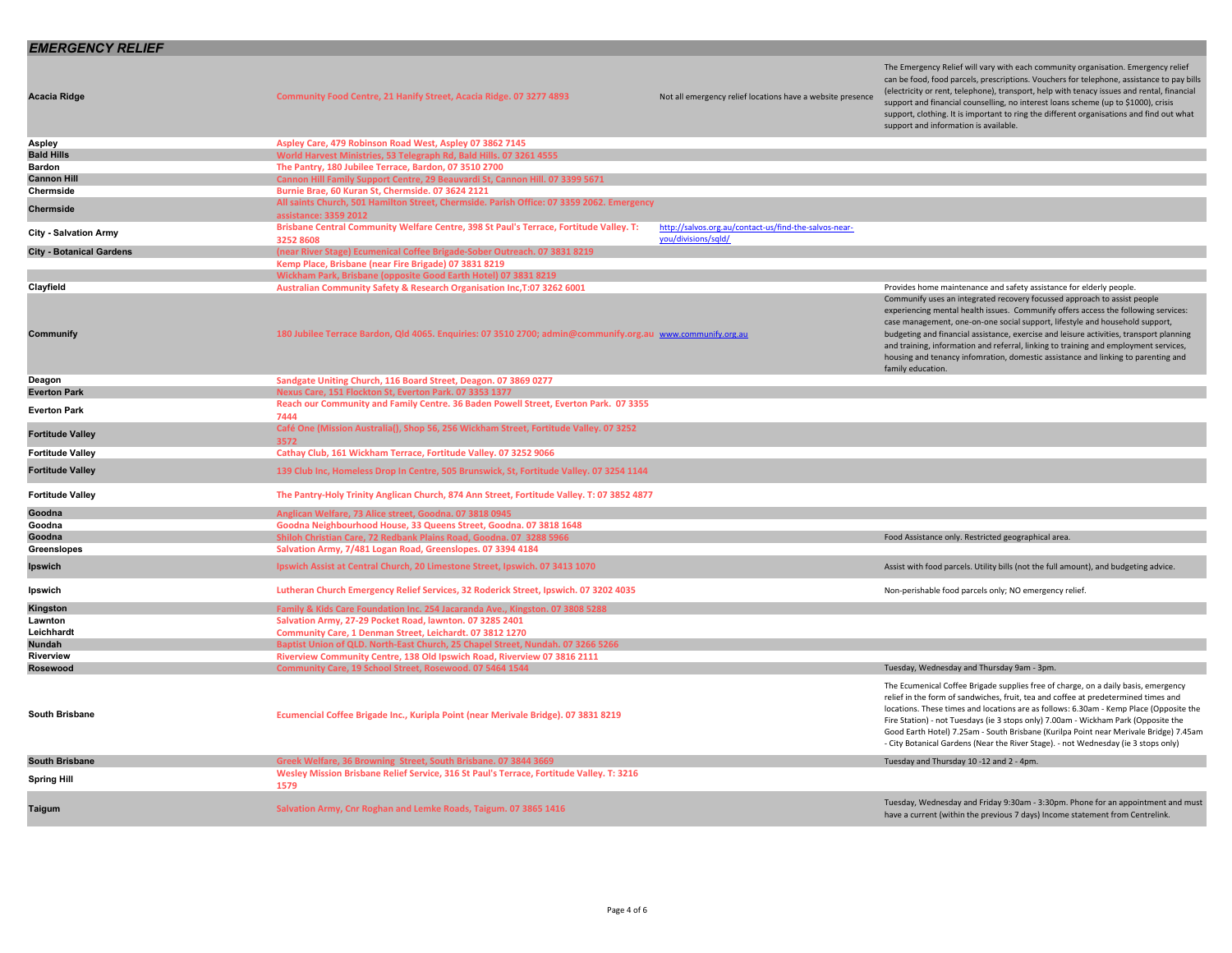## EMERGENCY RELIEF

| | | | |
|---|---|---|---|
| Acacia Ridge | Community Food Centre, 21 Hanify Street, Acacia Ridge. 07 3277 4893 | Not all emergency relief locations have a website presence | The Emergency Relief will vary with each community organisation. Emergency relief can be food, food parcels, prescriptions. Vouchers for telephone, assistance to pay bills (electricity or rent, telephone), transport, help with tenacy issues and rental, financial support and financial counselling, no interest loans scheme (up to $1000), crisis support, clothing. It is important to ring the different organisations and find out what support and information is available. |
| Aspley | Aspley Care, 479 Robinson Road West, Aspley 07 3862 7145 | | |
| Bald Hills | World Harvest Ministries, 53 Telegraph Rd, Bald Hills. 07 3261 4555 | | |
| Bardon | The Pantry, 180 Jubilee Terrace, Bardon, 07 3510 2700 | | |
| Cannon Hill | Cannon Hill Family Support Centre, 29 Beauvardi St, Cannon Hill. 07 3399 5671 | | |
| Chermside | Burnie Brae, 60 Kuran St, Chermside. 07 3624 2121 | | |
| Chermside | All saints Church, 501 Hamilton Street, Chermside. Parish Office: 07 3359 2062. Emergency assistance: 3359 2012 | | |
| City - Salvation Army | Brisbane Central Community Welfare Centre, 398 St Paul's Terrace, Fortitude Valley. T: 3252 8608 | http://salvos.org.au/contact-us/find-the-salvos-near-you/divisions/sqld/ | |
| City - Botanical Gardens | (near River Stage) Ecumenical Coffee Brigade-Sober Outreach. 07 3831 8219 | | |
| | Kemp Place, Brisbane (near Fire Brigade) 07 3831 8219 | | |
| | Wickham Park, Brisbane (opposite Good Earth Hotel) 07 3831 8219 | | |
| Clayfield | Australian Community Safety & Research Organisation Inc,T:07 3262 6001 | | Provides home maintenance and safety assistance for elderly people. |
| Communify | 180 Jubilee Terrace Bardon, Qld 4065. Enquiries: 07 3510 2700; admin@communify.org.au | www.communify.org.au | Communify uses an integrated recovery focussed approach to assist people experiencing mental health issues. Communify offers access the following services: case management, one-on-one social support, lifestyle and household support, budgeting and financial assistance, exercise and leisure activities, transport planning and training, information and referral, linking to training and employment services, housing and tenancy infomration, domestic assistance and linking to parenting and family education. |
| Deagon | Sandgate Uniting Church, 116 Board Street, Deagon. 07 3869 0277 | | |
| Everton Park | Nexus Care, 151 Flockton St, Everton Park. 07 3353 1377 | | |
| Everton Park | Reach our Community and Family Centre. 36 Baden Powell Street, Everton Park. 07 3355 7444 | | |
| Fortitude Valley | Café One (Mission Australia(), Shop 56, 256 Wickham Street, Fortitude Valley. 07 3252 3572 | | |
| Fortitude Valley | Cathay Club, 161 Wickham Terrace, Fortitude Valley. 07 3252 9066 | | |
| Fortitude Valley | 139 Club Inc, Homeless Drop In Centre, 505 Brunswick, St, Fortitude Valley. 07 3254 1144 | | |
| Fortitude Valley | The Pantry-Holy Trinity Anglican Church, 874 Ann Street, Fortitude Valley. T: 07 3852 4877 | | |
| Goodna | Anglican Welfare, 73 Alice street, Goodna. 07 3818 0945 | | |
| Goodna | Goodna Neighbourhood House, 33 Queens Street, Goodna. 07 3818 1648 | | |
| Goodna | Shiloh Christian Care, 72 Redbank Plains Road, Goodna. 07 3288 5966 | | Food Assistance only. Restricted geographical area. |
| Greenslopes | Salvation Army, 7/481 Logan Road, Greenslopes. 07 3394 4184 | | |
| Ipswich | Ipswich Assist at Central Church, 20 Limestone Street, Ipswich. 07 3413 1070 | | Assist with food parcels. Utility bills (not the full amount), and budgeting advice. |
| Ipswich | Lutheran Church Emergency Relief Services, 32 Roderick Street, Ipswich. 07 3202 4035 | | Non-perishable food parcels only; NO emergency relief. |
| Kingston | Family & Kids Care Foundation Inc. 254 Jacaranda Ave., Kingston. 07 3808 5288 | | |
| Lawnton | Salvation Army, 27-29 Pocket Road, lawnton. 07 3285 2401 | | |
| Leichhardt | Community Care, 1 Denman Street, Leichardt. 07 3812 1270 | | |
| Nundah | Baptist Union of QLD. North-East Church, 25 Chapel Street, Nundah. 07 3266 5266 | | |
| Riverview | Riverview Community Centre, 138 Old Ipswich Road, Riverview 07 3816 2111 | | |
| Rosewood | Community Care, 19 School Street, Rosewood. 07 5464 1544 | | Tuesday, Wednesday and Thursday 9am - 3pm. |
| South Brisbane | Ecumencial Coffee Brigade Inc., Kuripla Point (near Merivale Bridge). 07 3831 8219 | | The Ecumenical Coffee Brigade supplies free of charge, on a daily basis, emergency relief in the form of sandwiches, fruit, tea and coffee at predetermined times and locations. These times and locations are as follows: 6.30am - Kemp Place (Opposite the Fire Station) - not Tuesdays (ie 3 stops only) 7.00am - Wickham Park (Opposite the Good Earth Hotel) 7.25am - South Brisbane (Kurilpa Point near Merivale Bridge) 7.45am - City Botanical Gardens (Near the River Stage). - not Wednesday (ie 3 stops only) |
| South Brisbane | Greek Welfare, 36 Browning Street, South Brisbane. 07 3844 3669 | | Tuesday and Thursday 10 -12 and 2 - 4pm. |
| Spring Hill | Wesley Mission Brisbane Relief Service, 316 St Paul's Terrace, Fortitude Valley. T: 3216 1579 | | |
| Taigum | Salvation Army, Cnr Roghan and Lemke Roads, Taigum. 07 3865 1416 | | Tuesday, Wednesday and Friday 9:30am - 3:30pm. Phone for an appointment and must have a current (within the previous 7 days) Income statement from Centrelink. |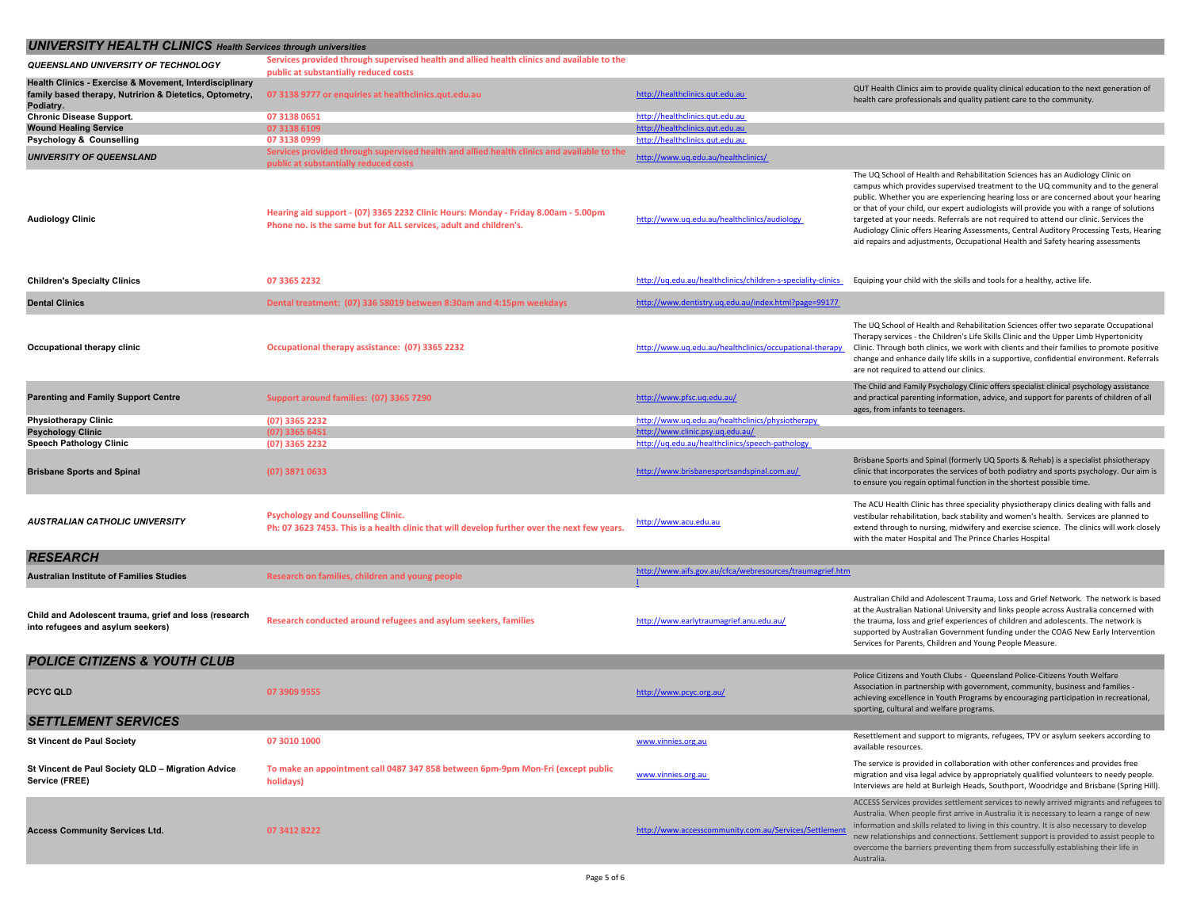## UNIVERSITY HEALTH CLINICS *Health Services through universities*

| | | | |
|---|---|---|---|
| ***QUEENSLAND UNIVERSITY OF TECHNOLOGY*** | Services provided through supervised health and allied health clinics and available to the public at substantially reduced costs | | |
| **Health Clinics - Exercise & Movement, Interdisciplinary family based therapy, Nutririon & Dietetics, Optometry, Podiatry.** | 07 3138 9777 or enquiries at healthclinics.qut.edu.au | http://healthclinics.qut.edu.au | QUT Health Clinics aim to provide quality clinical education to the next generation of health care professionals and quality patient care to the community. |
| **Chronic Disease Support.** | 07 3138 0651 | http://healthclinics.qut.edu.au | |
| **Wound Healing Service** | 07 3138 6109 | http://healthclinics.qut.edu.au | |
| **Psychology & Counselling** | 07 3138 0999 | http://healthclinics.qut.edu.au | |
| ***UNIVERSITY OF QUEENSLAND*** | Services provided through supervised health and allied health clinics and available to the public at substantially reduced costs | http://www.uq.edu.au/healthclinics/ | |
| **Audiology Clinic** | Hearing aid support - (07) 3365 2232 Clinic Hours: Monday - Friday 8.00am - 5.00pm Phone no. is the same but for ALL services, adult and children's. | http://www.uq.edu.au/healthclinics/audiology | The UQ School of Health and Rehabilitation Sciences has an Audiology Clinic on campus which provides supervised treatment to the UQ community and to the general public. Whether you are experiencing hearing loss or are concerned about your hearing or that of your child, our expert audiologists will provide you with a range of solutions targeted at your needs. Referrals are not required to attend our clinic. Services the Audiology Clinic offers Hearing Assessments, Central Auditory Processing Tests, Hearing aid repairs and adjustments, Occupational Health and Safety hearing assessments |
| **Children's Specialty Clinics** | 07 3365 2232 | http://uq.edu.au/healthclinics/children-s-speciality-clinics | Equiping your child with the skills and tools for a healthy, active life. |
| **Dental Clinics** | Dental treatment: (07) 336 58019 between 8:30am and 4:15pm weekdays | http://www.dentistry.uq.edu.au/index.html?page=99177 | |
| **Occupational therapy clinic** | Occupational therapy assistance: (07) 3365 2232 | http://www.uq.edu.au/healthclinics/occupational-therapy | The UQ School of Health and Rehabilitation Sciences offer two separate Occupational Therapy services - the Children's Life Skills Clinic and the Upper Limb Hypertonicity Clinic. Through both clinics, we work with clients and their families to promote positive change and enhance daily life skills in a supportive, confidential environment. Referrals are not required to attend our clinics. |
| **Parenting and Family Support Centre** | Support around families: (07) 3365 7290 | http://www.pfsc.uq.edu.au/ | The Child and Family Psychology Clinic offers specialist clinical psychology assistance and practical parenting information, advice, and support for parents of children of all ages, from infants to teenagers. |
| **Physiotherapy Clinic** | (07) 3365 2232 | http://www.uq.edu.au/healthclinics/physiotherapy | |
| **Psychology Clinic** | (07) 3365 6451 | http://www.clinic.psy.uq.edu.au/ | |
| **Speech Pathology Clinic** | (07) 3365 2232 | http://uq.edu.au/healthclinics/speech-pathology | |
| **Brisbane Sports and Spinal** | (07) 3871 0633 | http://www.brisbanesportsandspinal.com.au/ | Brisbane Sports and Spinal (formerly UQ Sports & Rehab) is a specialist phsiotherapy clinic that incorporates the services of both podiatry and sports psychology. Our aim is to ensure you regain optimal function in the shortest possible time. |
| ***AUSTRALIAN CATHOLIC UNIVERSITY*** | Psychology and Counselling Clinic. Ph: 07 3623 7453. This is a health clinic that will develop further over the next few years. | http://www.acu.edu.au | The ACU Health Clinic has three speciality physiotherapy clinics dealing with falls and vestibular rehabilitation, back stability and women's health. Services are planned to extend through to nursing, midwifery and exercise science. The clinics will work closely with the mater Hospital and The Prince Charles Hospital |

## RESEARCH

| | | | |
|---|---|---|---|
| **Australian Institute of Families Studies** | Research on families, children and young people | http://www.aifs.gov.au/cfca/webresources/traumagrief.html | |
| **Child and Adolescent trauma, grief and loss (research into refugees and asylum seekers)** | Research conducted around refugees and asylum seekers, families | http://www.earlytraumagrief.anu.edu.au/ | Australian Child and Adolescent Trauma, Loss and Grief Network. The network is based at the Australian National University and links people across Australia concerned with the trauma, loss and grief experiences of children and adolescents. The network is supported by Australian Government funding under the COAG New Early Intervention Services for Parents, Children and Young People Measure. |

## POLICE CITIZENS & YOUTH CLUB

| | | | |
|---|---|---|---|
| **PCYC QLD** | 07 3909 9555 | http://www.pcyc.org.au/ | Police Citizens and Youth Clubs - Queensland Police-Citizens Youth Welfare Association in partnership with government, community, business and families - achieving excellence in Youth Programs by encouraging participation in recreational, sporting, cultural and welfare programs. |

## SETTLEMENT SERVICES

| | | | |
|---|---|---|---|
| **St Vincent de Paul Society** | 07 3010 1000 | www.vinnies.org.au | Resettlement and support to migrants, refugees, TPV or asylum seekers according to available resources. |
| **St Vincent de Paul Society QLD – Migration Advice Service (FREE)** | To make an appointment call 0487 347 858 between 6pm-9pm Mon-Fri (except public holidays) | www.vinnies.org.au | The service is provided in collaboration with other conferences and provides free migration and visa legal advice by appropriately qualified volunteers to needy people. Interviews are held at Burleigh Heads, Southport, Woodridge and Brisbane (Spring Hill). |
| **Access Community Services Ltd.** | 07 3412 8222 | http://www.accesscommunity.com.au/Services/Settlement | ACCESS Services provides settlement services to newly arrived migrants and refugees to Australia. When people first arrive in Australia it is necessary to learn a range of new information and skills related to living in this country. It is also necessary to develop new relationships and connections. Settlement support is provided to assist people to overcome the barriers preventing them from successfully establishing their life in Australia. |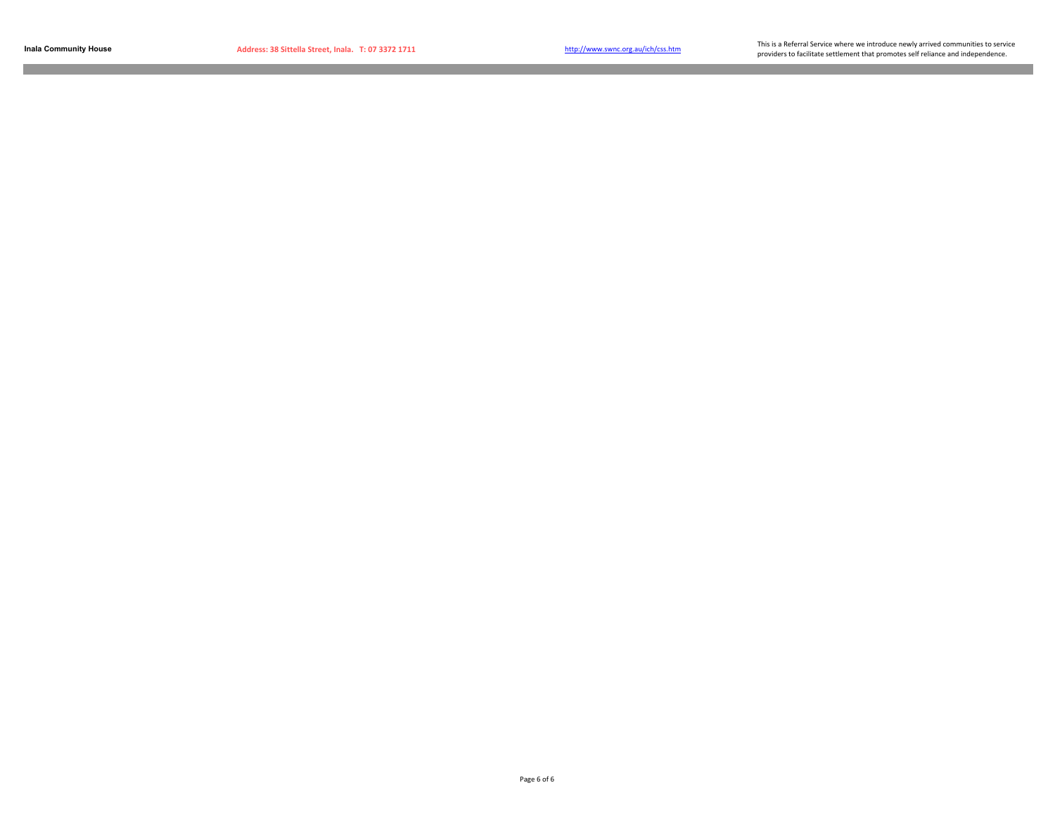| | | | |
|---|---|---|---|
| **Inala Community House** | **Address: 38 Sittella Street, Inala. T: 07 3372 1711** | http://www.swnc.org.au/ich/css.htm | This is a Referral Service where we introduce newly arrived communities to service providers to facilitate settlement that promotes self reliance and independence. |